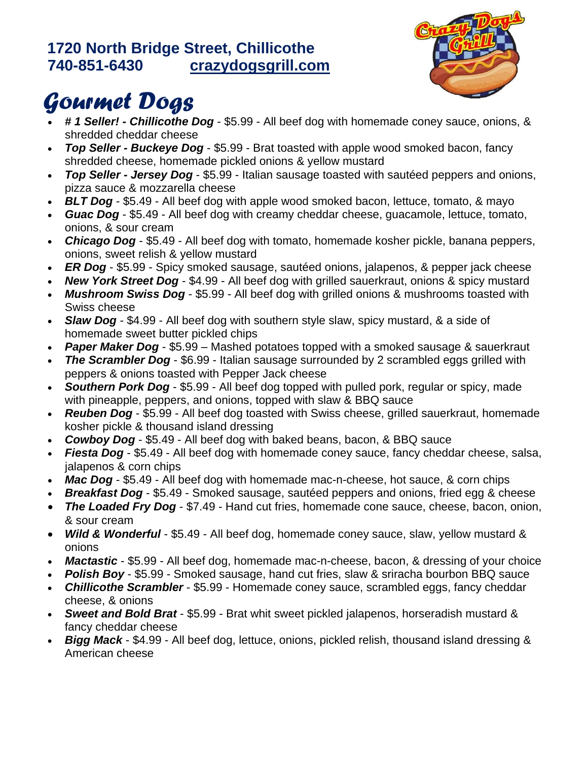**1720 North Bridge Street, Chillicothe**
**740-851-6430** **crazydogsgrill.com**

# *Gourmet Dogs*

- # ***1 Seller! - Chillicothe Dog*** - $5.99 - All beef dog with homemade coney sauce, onions, & shredded cheddar cheese
- ***Top Seller - Buckeye Dog*** - $5.99 - Brat toasted with apple wood smoked bacon, fancy shredded cheese, homemade pickled onions & yellow mustard
- ***Top Seller - Jersey Dog*** - $5.99 - Italian sausage toasted with sautéed peppers and onions, pizza sauce & mozzarella cheese
- ***BLT Dog*** - $5.49 - All beef dog with apple wood smoked bacon, lettuce, tomato, & mayo
- ***Guac Dog*** - $5.49 - All beef dog with creamy cheddar cheese, guacamole, lettuce, tomato, onions, & sour cream
- ***Chicago Dog*** - $5.49 - All beef dog with tomato, homemade kosher pickle, banana peppers, onions, sweet relish & yellow mustard
- ***ER Dog*** - $5.99 - Spicy smoked sausage, sautéed onions, jalapenos, & pepper jack cheese
- ***New York Street Dog*** - $4.99 - All beef dog with grilled sauerkraut, onions & spicy mustard
- ***Mushroom Swiss Dog*** - $5.99 - All beef dog with grilled onions & mushrooms toasted with Swiss cheese
- ***Slaw Dog*** - $4.99 - All beef dog with southern style slaw, spicy mustard, & a side of homemade sweet butter pickled chips
- ***Paper Maker Dog*** - $5.99 – Mashed potatoes topped with a smoked sausage & sauerkraut
- ***The Scrambler Dog*** - $6.99 - Italian sausage surrounded by 2 scrambled eggs grilled with peppers & onions toasted with Pepper Jack cheese
- ***Southern Pork Dog*** - $5.99 - All beef dog topped with pulled pork, regular or spicy, made with pineapple, peppers, and onions, topped with slaw & BBQ sauce
- ***Reuben Dog*** - $5.99 - All beef dog toasted with Swiss cheese, grilled sauerkraut, homemade kosher pickle & thousand island dressing
- ***Cowboy Dog*** - $5.49 - All beef dog with baked beans, bacon, & BBQ sauce
- ***Fiesta Dog*** - $5.49 - All beef dog with homemade coney sauce, fancy cheddar cheese, salsa, jalapenos & corn chips
- ***Mac Dog*** - $5.49 - All beef dog with homemade mac-n-cheese, hot sauce, & corn chips
- ***Breakfast Dog*** - $5.49 - Smoked sausage, sautéed peppers and onions, fried egg & cheese
- ***The Loaded Fry Dog*** - $7.49 - Hand cut fries, homemade cone sauce, cheese, bacon, onion, & sour cream
- ***Wild & Wonderful*** - $5.49 - All beef dog, homemade coney sauce, slaw, yellow mustard & onions
- ***Mactastic*** - $5.99 - All beef dog, homemade mac-n-cheese, bacon, & dressing of your choice
- ***Polish Boy*** - $5.99 - Smoked sausage, hand cut fries, slaw & sriracha bourbon BBQ sauce
- ***Chillicothe Scrambler*** - $5.99 - Homemade coney sauce, scrambled eggs, fancy cheddar cheese, & onions
- ***Sweet and Bold Brat*** - $5.99 - Brat whit sweet pickled jalapenos, horseradish mustard & fancy cheddar cheese
- ***Bigg Mack*** - $4.99 - All beef dog, lettuce, onions, pickled relish, thousand island dressing & American cheese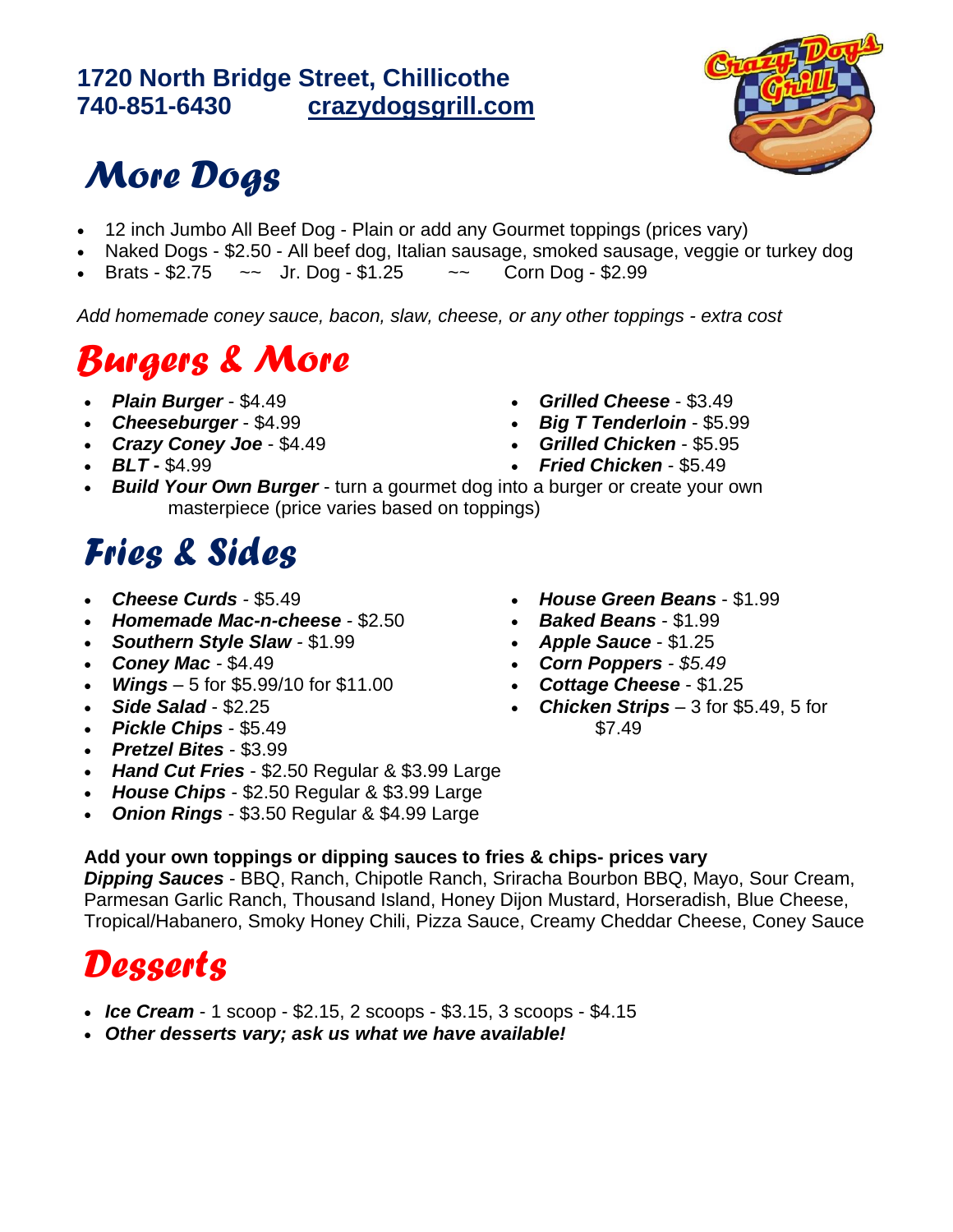**1720 North Bridge Street, Chillicothe**
**740-851-6430 crazydogsgrill.com**

# More Dogs

- 12 inch Jumbo All Beef Dog - Plain or add any Gourmet toppings (prices vary)
- Naked Dogs - $2.50 - All beef dog, Italian sausage, smoked sausage, veggie or turkey dog
- Brats - $2.75 ~~ Jr. Dog - $1.25 ~~ Corn Dog - $2.99

*Add homemade coney sauce, bacon, slaw, cheese, or any other toppings - extra cost*

# Burgers & More

- ***Plain Burger*** - $4.49
- ***Cheeseburger*** - $4.99
- ***Crazy Coney Joe*** - $4.49
- ***BLT*** - $4.99
- ***Grilled Cheese*** - $3.49
- ***Big T Tenderloin*** - $5.99
- ***Grilled Chicken*** - $5.95
- ***Fried Chicken*** - $5.49
- ***Build Your Own Burger*** - turn a gourmet dog into a burger or create your own masterpiece (price varies based on toppings)

# Fries & Sides

- ***Cheese Curds*** - $5.49
- ***Homemade Mac-n-cheese*** - $2.50
- ***Southern Style Slaw*** - $1.99
- ***Coney Mac*** - $4.49
- ***Wings*** – 5 for $5.99/10 for $11.00
- ***Side Salad*** - $2.25
- ***Pickle Chips*** - $5.49
- ***Pretzel Bites*** - $3.99
- ***Hand Cut Fries*** - $2.50 Regular & $3.99 Large
- ***House Chips*** - $2.50 Regular & $3.99 Large
- ***Onion Rings*** - $3.50 Regular & $4.99 Large
- ***House Green Beans*** - $1.99
- ***Baked Beans*** - $1.99
- ***Apple Sauce*** - $1.25
- ***Corn Poppers*** - *$5.49*
- ***Cottage Cheese*** - $1.25
- ***Chicken Strips*** – 3 for $5.49, 5 for $7.49

**Add your own toppings or dipping sauces to fries & chips- prices vary**
***Dipping Sauces*** - BBQ, Ranch, Chipotle Ranch, Sriracha Bourbon BBQ, Mayo, Sour Cream, Parmesan Garlic Ranch, Thousand Island, Honey Dijon Mustard, Horseradish, Blue Cheese, Tropical/Habanero, Smoky Honey Chili, Pizza Sauce, Creamy Cheddar Cheese, Coney Sauce

# Desserts

- ***Ice Cream*** - 1 scoop - $2.15, 2 scoops - $3.15, 3 scoops - $4.15
- ***Other desserts vary; ask us what we have available!***